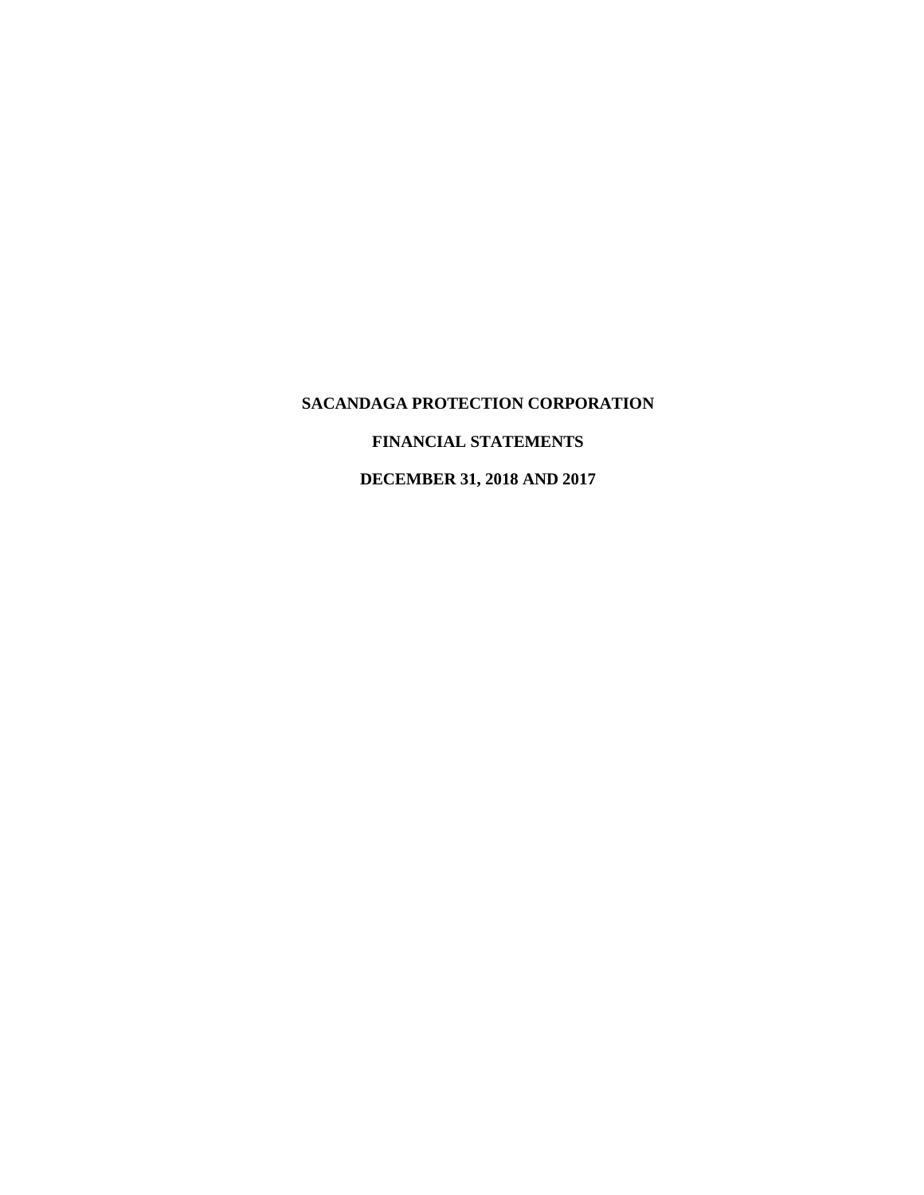**SACANDAGA PROTECTION CORPORATION**

**FINANCIAL STATEMENTS**

**DECEMBER 31, 2018 AND 2017**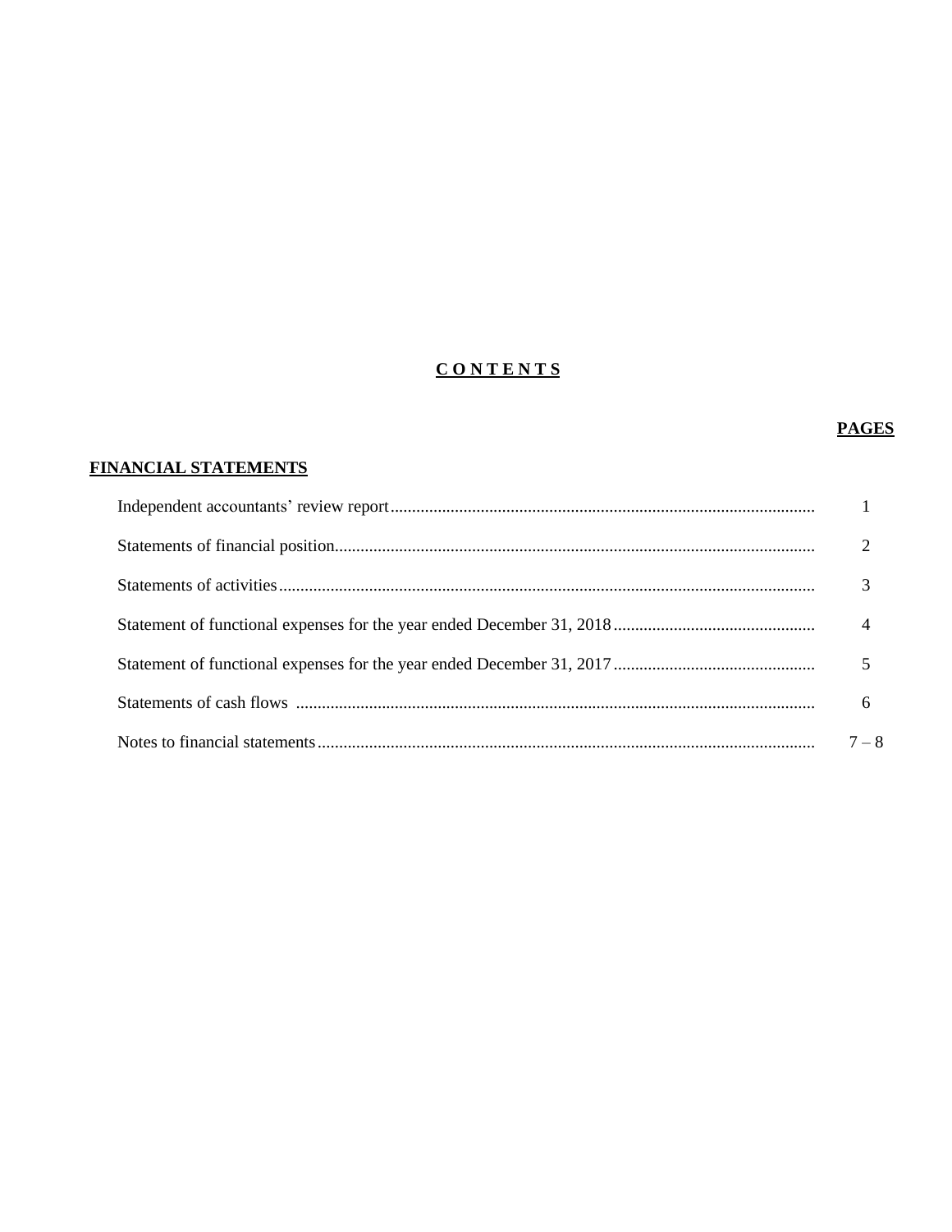# CONTENTS

| | PAGES |
| --- | --- |
| **FINANCIAL STATEMENTS** | |
| Independent accountants' review report | 1 |
| Statements of financial position | 2 |
| Statements of activities | 3 |
| Statement of functional expenses for the year ended December 31, 2018 | 4 |
| Statement of functional expenses for the year ended December 31, 2017 | 5 |
| Statements of cash flows | 6 |
| Notes to financial statements | 7 – 8 |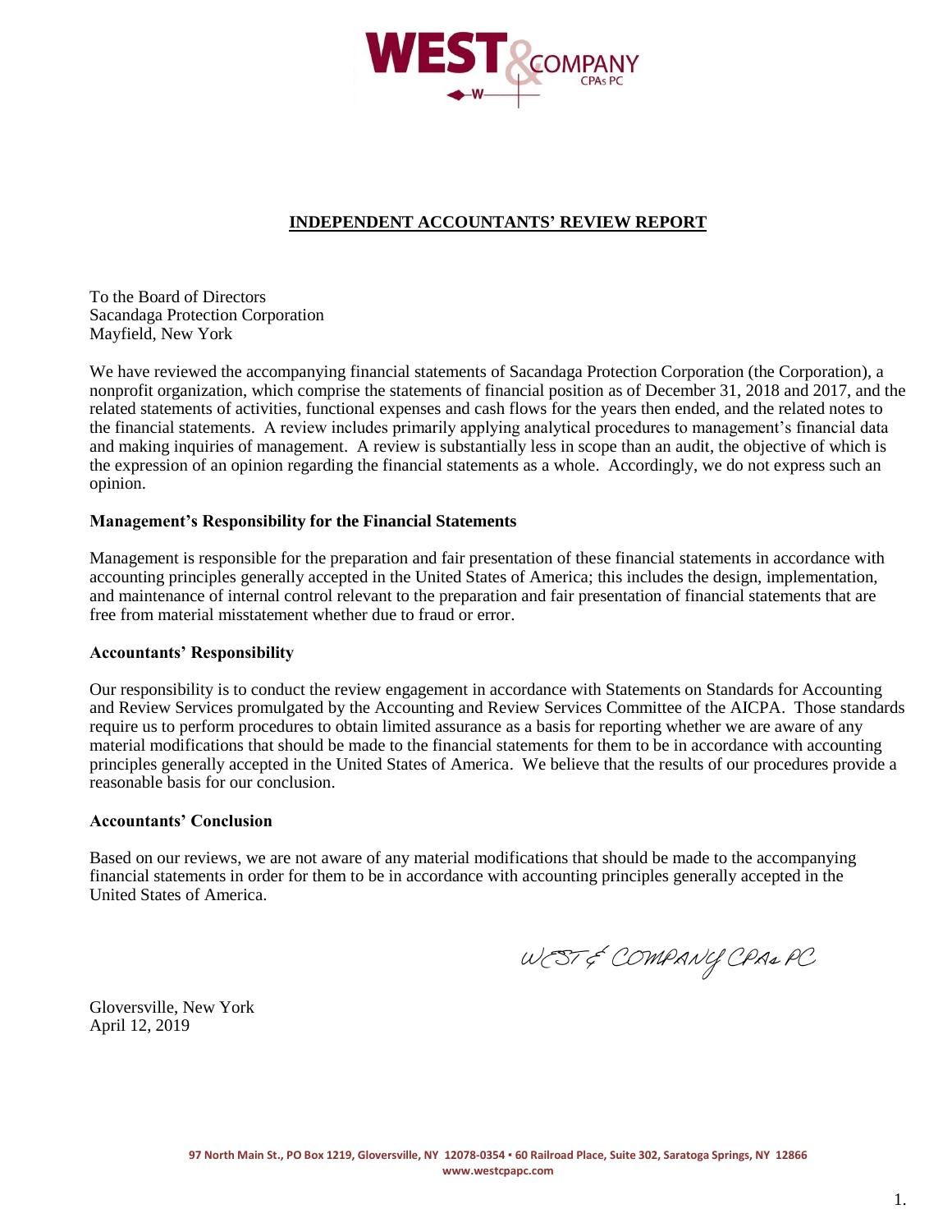WEST & COMPANY CPAs PC

# INDEPENDENT ACCOUNTANTS' REVIEW REPORT

To the Board of Directors
Sacandaga Protection Corporation
Mayfield, New York

We have reviewed the accompanying financial statements of Sacandaga Protection Corporation (the Corporation), a nonprofit organization, which comprise the statements of financial position as of December 31, 2018 and 2017, and the related statements of activities, functional expenses and cash flows for the years then ended, and the related notes to the financial statements. A review includes primarily applying analytical procedures to management's financial data and making inquiries of management. A review is substantially less in scope than an audit, the objective of which is the expression of an opinion regarding the financial statements as a whole. Accordingly, we do not express such an opinion.

**Management's Responsibility for the Financial Statements**

Management is responsible for the preparation and fair presentation of these financial statements in accordance with accounting principles generally accepted in the United States of America; this includes the design, implementation, and maintenance of internal control relevant to the preparation and fair presentation of financial statements that are free from material misstatement whether due to fraud or error.

**Accountants' Responsibility**

Our responsibility is to conduct the review engagement in accordance with Statements on Standards for Accounting and Review Services promulgated by the Accounting and Review Services Committee of the AICPA. Those standards require us to perform procedures to obtain limited assurance as a basis for reporting whether we are aware of any material modifications that should be made to the financial statements for them to be in accordance with accounting principles generally accepted in the United States of America. We believe that the results of our procedures provide a reasonable basis for our conclusion.

**Accountants' Conclusion**

Based on our reviews, we are not aware of any material modifications that should be made to the accompanying financial statements in order for them to be in accordance with accounting principles generally accepted in the United States of America.

WEST & COMPANY CPAs PC

Gloversville, New York
April 12, 2019

97 North Main St., PO Box 1219, Gloversville, NY 12078-0354 ▪ 60 Railroad Place, Suite 302, Saratoga Springs, NY 12866
www.westcpapc.com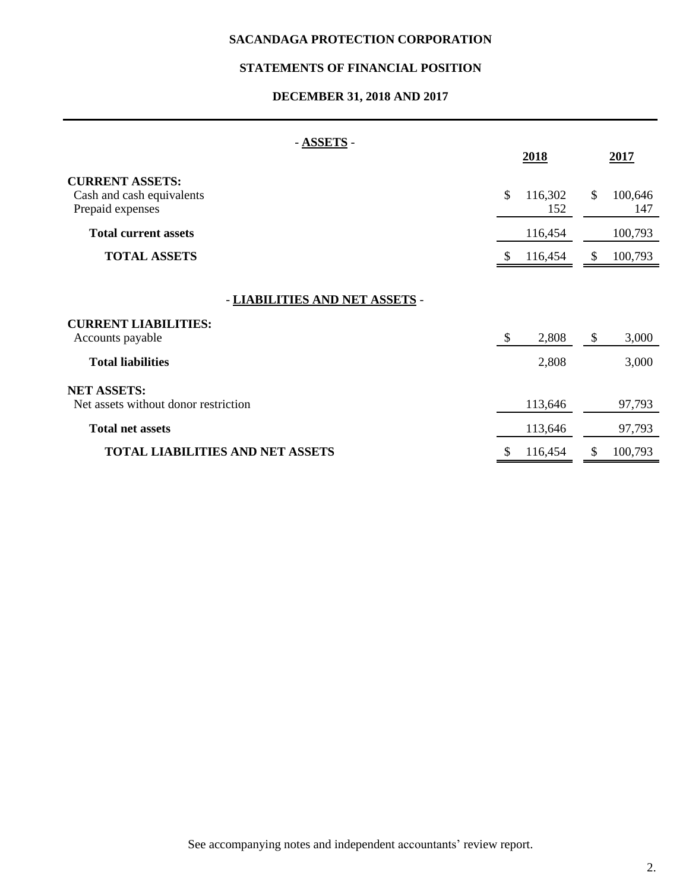# SACANDAGA PROTECTION CORPORATION

## STATEMENTS OF FINANCIAL POSITION

### DECEMBER 31, 2018 AND 2017

| - **ASSETS** - | **2018** | **2017** |
|---|---|---|
| **CURRENT ASSETS:** | | |
| Cash and cash equivalents | $ 116,302 | $ 100,646 |
| Prepaid expenses | 152 | 147 |
| **Total current assets** | 116,454 | 100,793 |
| **TOTAL ASSETS** | $ 116,454 | $ 100,793 |

| - **LIABILITIES AND NET ASSETS** - | **2018** | **2017** |
|---|---|---|
| **CURRENT LIABILITIES:** | | |
| Accounts payable | $ 2,808 | $ 3,000 |
| **Total liabilities** | 2,808 | 3,000 |
| **NET ASSETS:** | | |
| Net assets without donor restriction | 113,646 | 97,793 |
| **Total net assets** | 113,646 | 97,793 |
| **TOTAL LIABILITIES AND NET ASSETS** | $ 116,454 | $ 100,793 |

See accompanying notes and independent accountants' review report.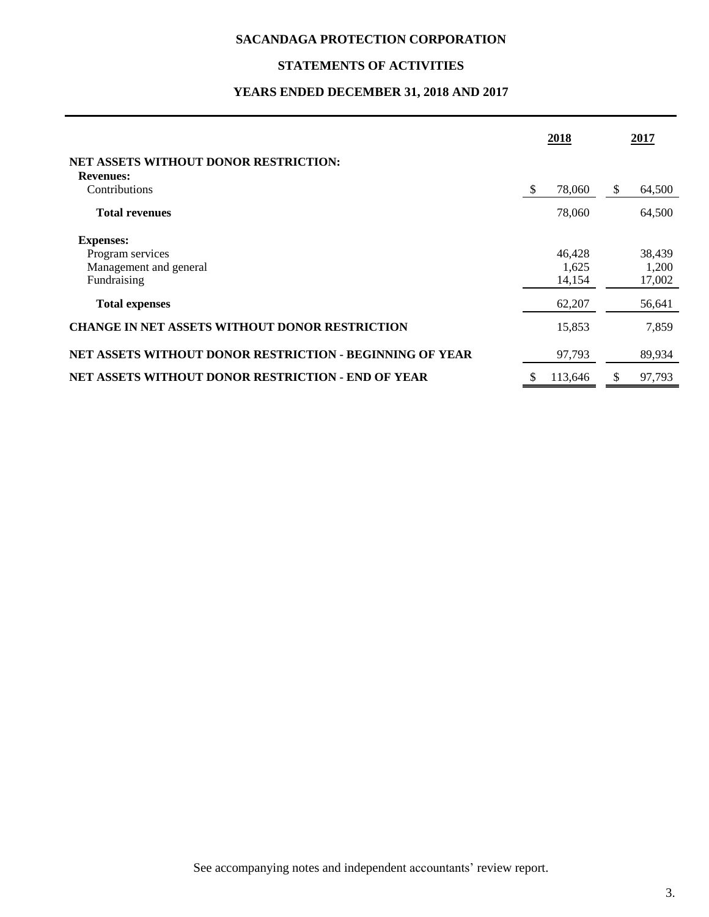**SACANDAGA PROTECTION CORPORATION**

**STATEMENTS OF ACTIVITIES**

**YEARS ENDED DECEMBER 31, 2018 AND 2017**

| | 2018 | 2017 |
|---|---|---|
| **NET ASSETS WITHOUT DONOR RESTRICTION:** | | |
| **Revenues:** | | |
| Contributions | $ 78,060 | $ 64,500 |
| **Total revenues** | 78,060 | 64,500 |
| **Expenses:** | | |
| Program services | 46,428 | 38,439 |
| Management and general | 1,625 | 1,200 |
| Fundraising | 14,154 | 17,002 |
| **Total expenses** | 62,207 | 56,641 |
| **CHANGE IN NET ASSETS WITHOUT DONOR RESTRICTION** | 15,853 | 7,859 |
| **NET ASSETS WITHOUT DONOR RESTRICTION - BEGINNING OF YEAR** | 97,793 | 89,934 |
| **NET ASSETS WITHOUT DONOR RESTRICTION - END OF YEAR** | $ 113,646 | $ 97,793 |

See accompanying notes and independent accountants' review report.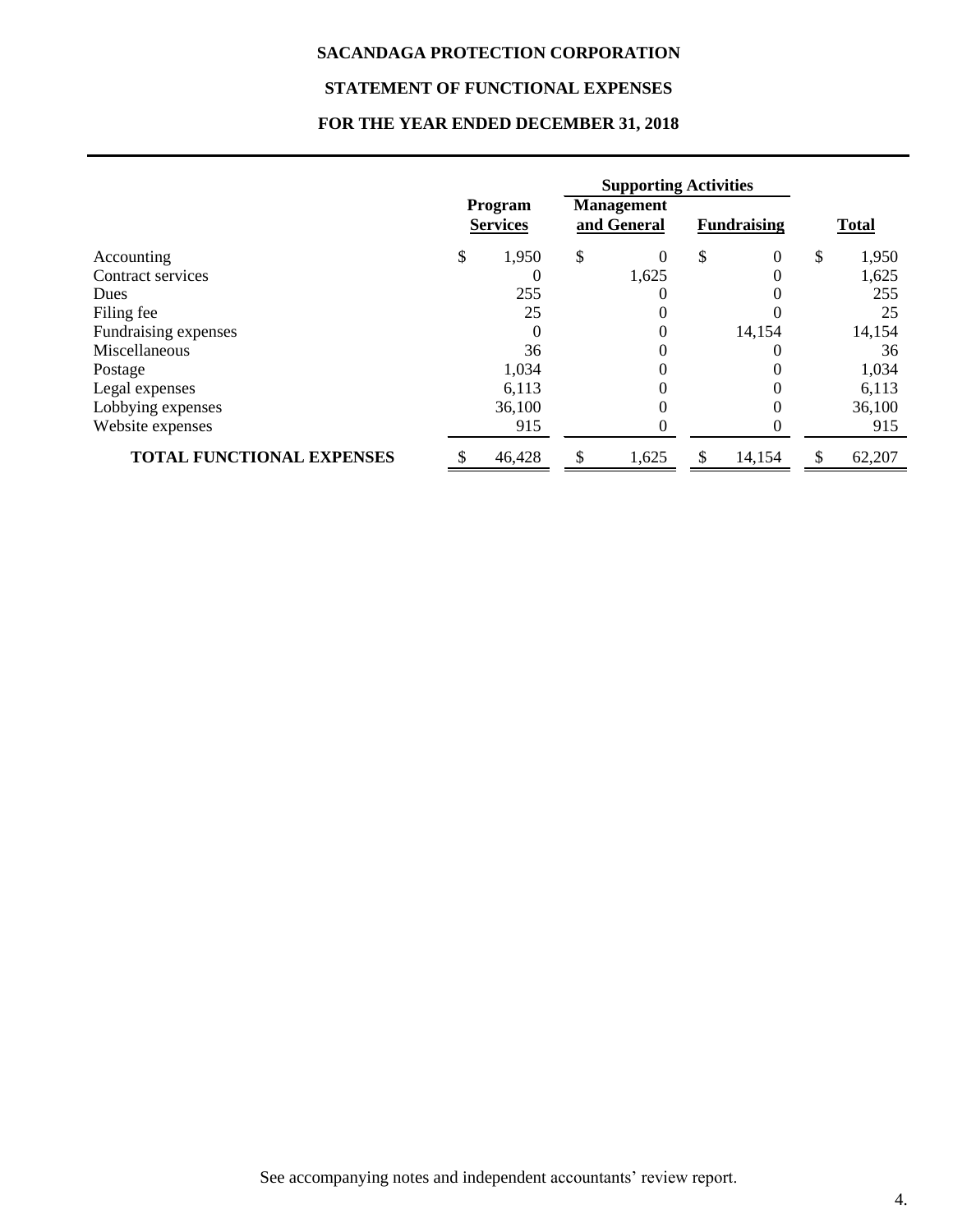# SACANDAGA PROTECTION CORPORATION

## STATEMENT OF FUNCTIONAL EXPENSES

## FOR THE YEAR ENDED DECEMBER 31, 2018

| | Program | Supporting Activities | | |
|---|---|---|---|---|
| | **Services** | **Management and General** | **Fundraising** | **Total** |
| Accounting | $ 1,950 | $ 0 | $ 0 | $ 1,950 |
| Contract services | 0 | 1,625 | 0 | 1,625 |
| Dues | 255 | 0 | 0 | 255 |
| Filing fee | 25 | 0 | 0 | 25 |
| Fundraising expenses | 0 | 0 | 14,154 | 14,154 |
| Miscellaneous | 36 | 0 | 0 | 36 |
| Postage | 1,034 | 0 | 0 | 1,034 |
| Legal expenses | 6,113 | 0 | 0 | 6,113 |
| Lobbying expenses | 36,100 | 0 | 0 | 36,100 |
| Website expenses | 915 | 0 | 0 | 915 |
| **TOTAL FUNCTIONAL EXPENSES** | $ 46,428 | $ 1,625 | $ 14,154 | $ 62,207 |

See accompanying notes and independent accountants' review report.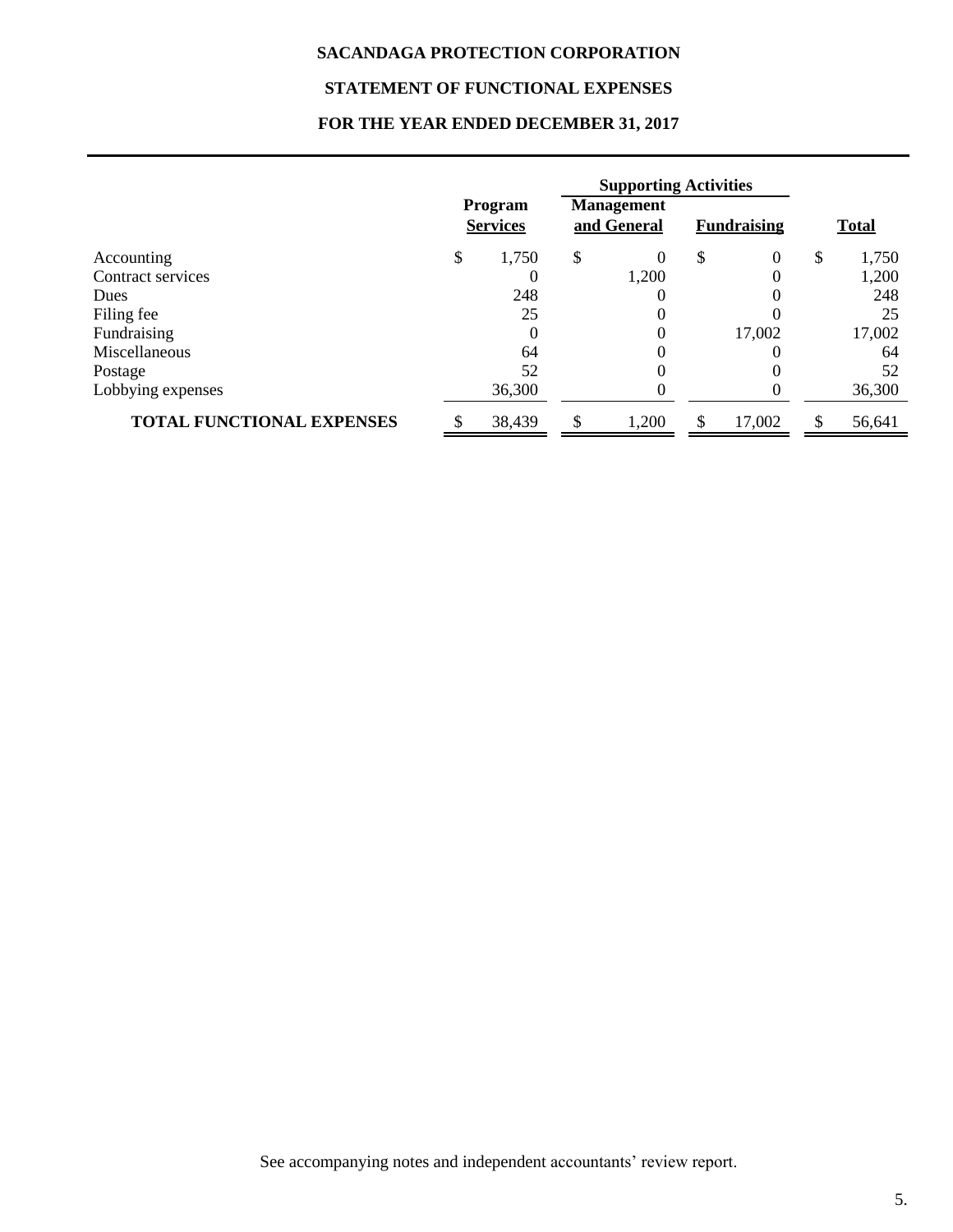# SACANDAGA PROTECTION CORPORATION

## STATEMENT OF FUNCTIONAL EXPENSES

### FOR THE YEAR ENDED DECEMBER 31, 2017

| | Program Services | Supporting Activities | | Total |
|---|---|---|---|---|
| | | Management and General | Fundraising | |
| Accounting | $ 1,750 | $ 0 | $ 0 | $ 1,750 |
| Contract services | 0 | 1,200 | 0 | 1,200 |
| Dues | 248 | 0 | 0 | 248 |
| Filing fee | 25 | 0 | 0 | 25 |
| Fundraising | 0 | 0 | 17,002 | 17,002 |
| Miscellaneous | 64 | 0 | 0 | 64 |
| Postage | 52 | 0 | 0 | 52 |
| Lobbying expenses | 36,300 | 0 | 0 | 36,300 |
| **TOTAL FUNCTIONAL EXPENSES** | $ 38,439 | $ 1,200 | $ 17,002 | $ 56,641 |

See accompanying notes and independent accountants' review report.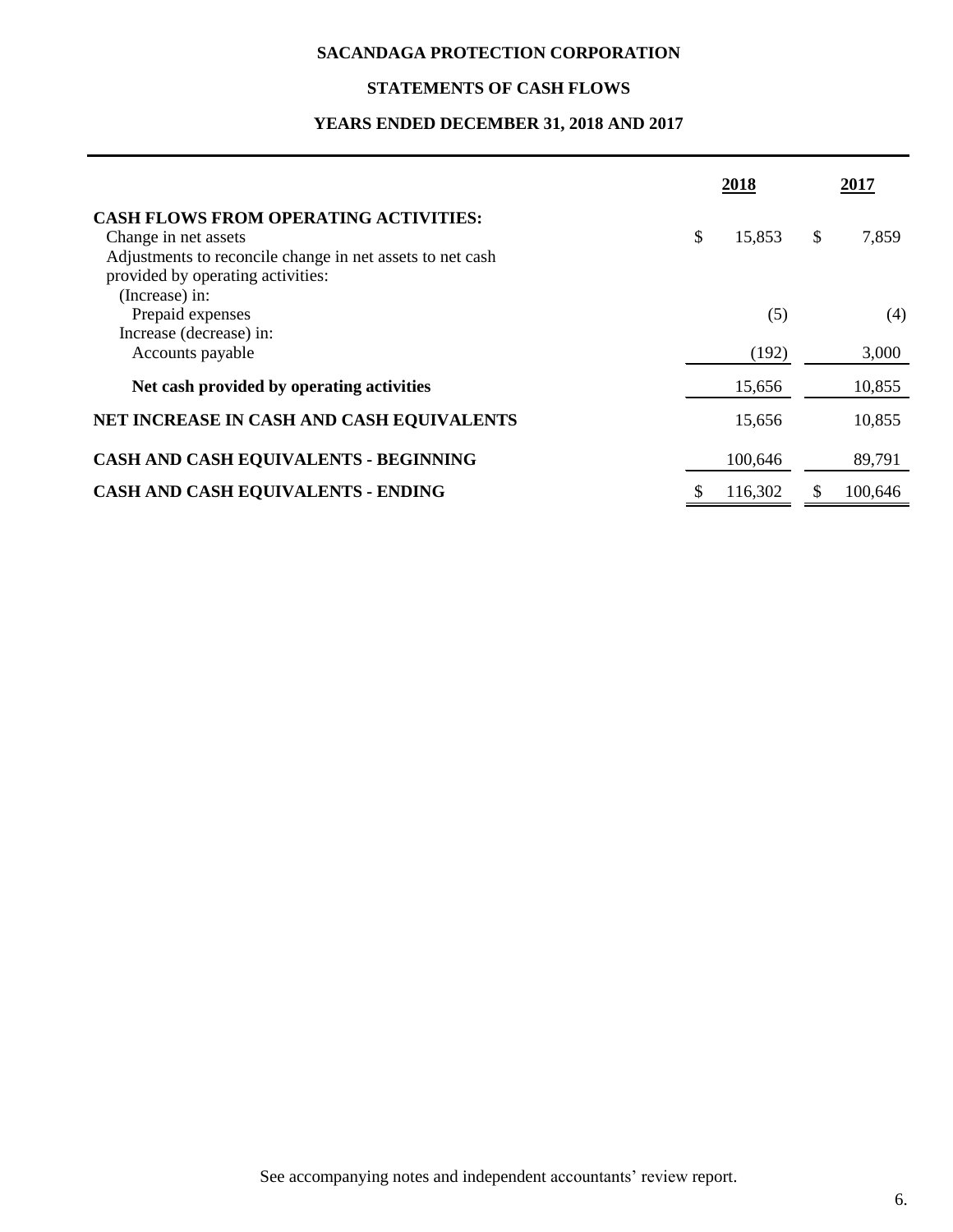**SACANDAGA PROTECTION CORPORATION**

**STATEMENTS OF CASH FLOWS**

**YEARS ENDED DECEMBER 31, 2018 AND 2017**

| | 2018 | 2017 |
|---|---|---|
| **CASH FLOWS FROM OPERATING ACTIVITIES:** | | |
| Change in net assets | $ 15,853 | $ 7,859 |
| Adjustments to reconcile change in net assets to net cash provided by operating activities: | | |
| (Increase) in: | | |
| Prepaid expenses | (5) | (4) |
| Increase (decrease) in: | | |
| Accounts payable | (192) | 3,000 |
| **Net cash provided by operating activities** | 15,656 | 10,855 |
| **NET INCREASE IN CASH AND CASH EQUIVALENTS** | 15,656 | 10,855 |
| **CASH AND CASH EQUIVALENTS - BEGINNING** | 100,646 | 89,791 |
| **CASH AND CASH EQUIVALENTS - ENDING** | $ 116,302 | $ 100,646 |

See accompanying notes and independent accountants' review report.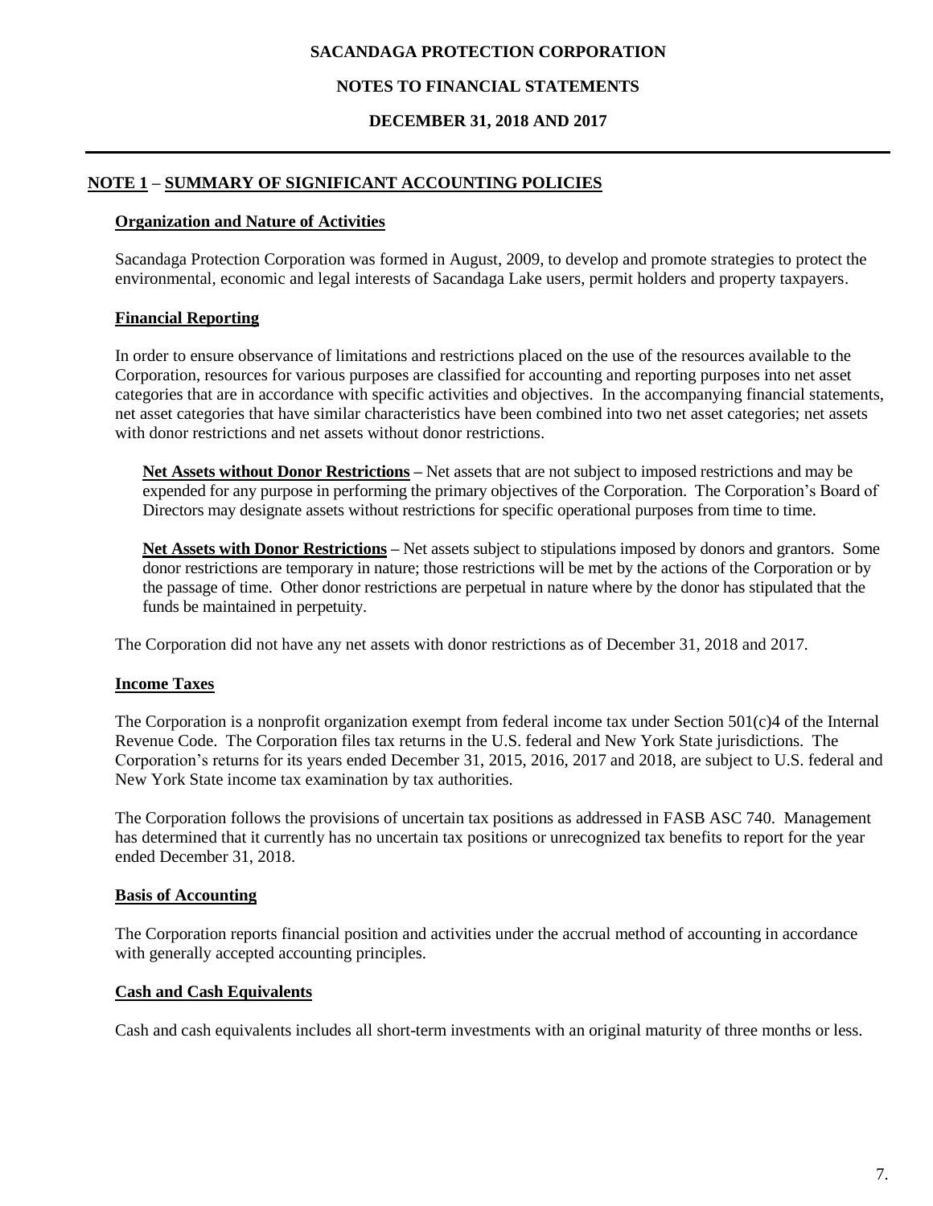# SACANDAGA PROTECTION CORPORATION

## NOTES TO FINANCIAL STATEMENTS

## DECEMBER 31, 2018 AND 2017

---

## NOTE 1 – SUMMARY OF SIGNIFICANT ACCOUNTING POLICIES

### Organization and Nature of Activities

Sacandaga Protection Corporation was formed in August, 2009, to develop and promote strategies to protect the environmental, economic and legal interests of Sacandaga Lake users, permit holders and property taxpayers.

### Financial Reporting

In order to ensure observance of limitations and restrictions placed on the use of the resources available to the Corporation, resources for various purposes are classified for accounting and reporting purposes into net asset categories that are in accordance with specific activities and objectives. In the accompanying financial statements, net asset categories that have similar characteristics have been combined into two net asset categories; net assets with donor restrictions and net assets without donor restrictions.

**Net Assets without Donor Restrictions** – Net assets that are not subject to imposed restrictions and may be expended for any purpose in performing the primary objectives of the Corporation. The Corporation's Board of Directors may designate assets without restrictions for specific operational purposes from time to time.

**Net Assets with Donor Restrictions** – Net assets subject to stipulations imposed by donors and grantors. Some donor restrictions are temporary in nature; those restrictions will be met by the actions of the Corporation or by the passage of time. Other donor restrictions are perpetual in nature where by the donor has stipulated that the funds be maintained in perpetuity.

The Corporation did not have any net assets with donor restrictions as of December 31, 2018 and 2017.

### Income Taxes

The Corporation is a nonprofit organization exempt from federal income tax under Section 501(c)4 of the Internal Revenue Code. The Corporation files tax returns in the U.S. federal and New York State jurisdictions. The Corporation's returns for its years ended December 31, 2015, 2016, 2017 and 2018, are subject to U.S. federal and New York State income tax examination by tax authorities.

The Corporation follows the provisions of uncertain tax positions as addressed in FASB ASC 740. Management has determined that it currently has no uncertain tax positions or unrecognized tax benefits to report for the year ended December 31, 2018.

### Basis of Accounting

The Corporation reports financial position and activities under the accrual method of accounting in accordance with generally accepted accounting principles.

### Cash and Cash Equivalents

Cash and cash equivalents includes all short-term investments with an original maturity of three months or less.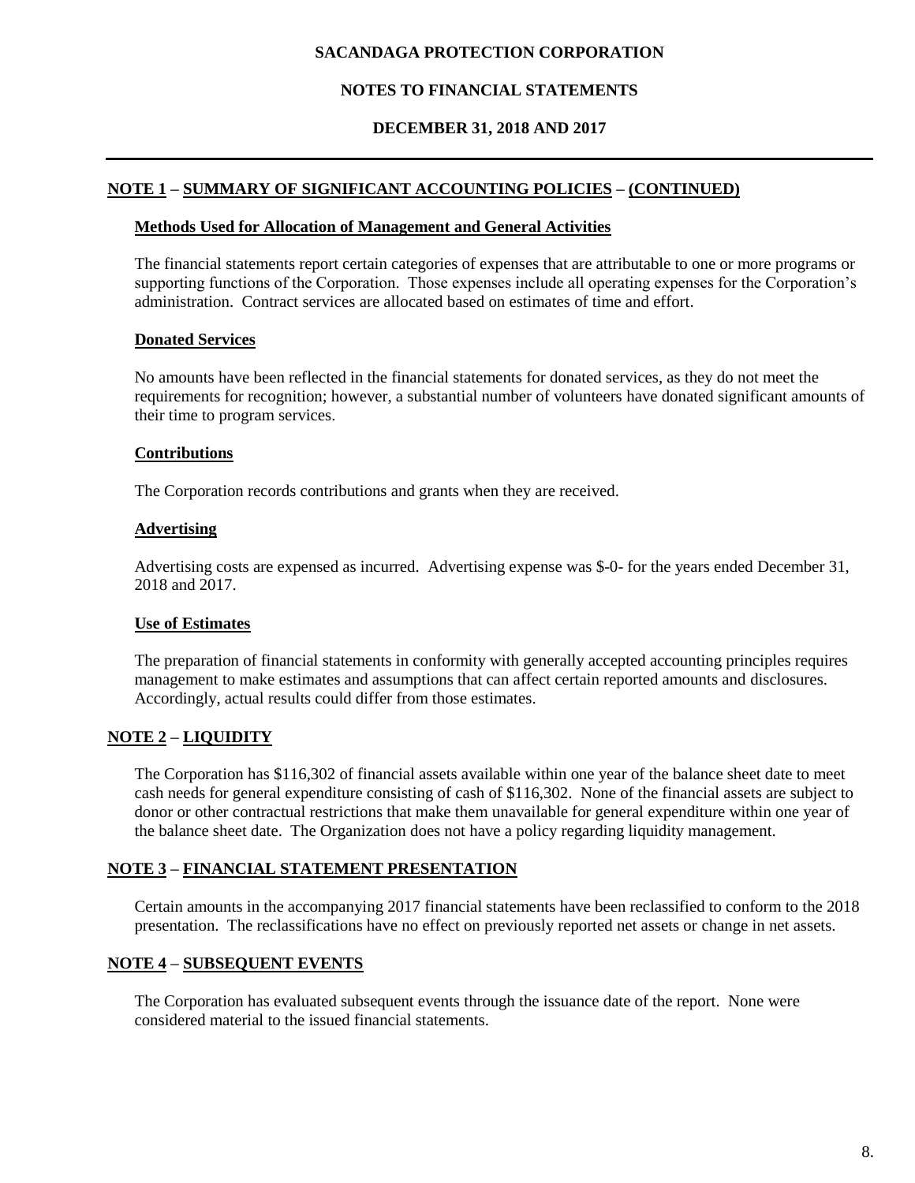# SACANDAGA PROTECTION CORPORATION

## NOTES TO FINANCIAL STATEMENTS

## DECEMBER 31, 2018 AND 2017

---

## NOTE 1 – SUMMARY OF SIGNIFICANT ACCOUNTING POLICIES – (CONTINUED)

### Methods Used for Allocation of Management and General Activities

The financial statements report certain categories of expenses that are attributable to one or more programs or supporting functions of the Corporation. Those expenses include all operating expenses for the Corporation's administration. Contract services are allocated based on estimates of time and effort.

### Donated Services

No amounts have been reflected in the financial statements for donated services, as they do not meet the requirements for recognition; however, a substantial number of volunteers have donated significant amounts of their time to program services.

### Contributions

The Corporation records contributions and grants when they are received.

### Advertising

Advertising costs are expensed as incurred. Advertising expense was $-0- for the years ended December 31, 2018 and 2017.

### Use of Estimates

The preparation of financial statements in conformity with generally accepted accounting principles requires management to make estimates and assumptions that can affect certain reported amounts and disclosures. Accordingly, actual results could differ from those estimates.

## NOTE 2 – LIQUIDITY

The Corporation has $116,302 of financial assets available within one year of the balance sheet date to meet cash needs for general expenditure consisting of cash of $116,302. None of the financial assets are subject to donor or other contractual restrictions that make them unavailable for general expenditure within one year of the balance sheet date. The Organization does not have a policy regarding liquidity management.

## NOTE 3 – FINANCIAL STATEMENT PRESENTATION

Certain amounts in the accompanying 2017 financial statements have been reclassified to conform to the 2018 presentation. The reclassifications have no effect on previously reported net assets or change in net assets.

## NOTE 4 – SUBSEQUENT EVENTS

The Corporation has evaluated subsequent events through the issuance date of the report. None were considered material to the issued financial statements.